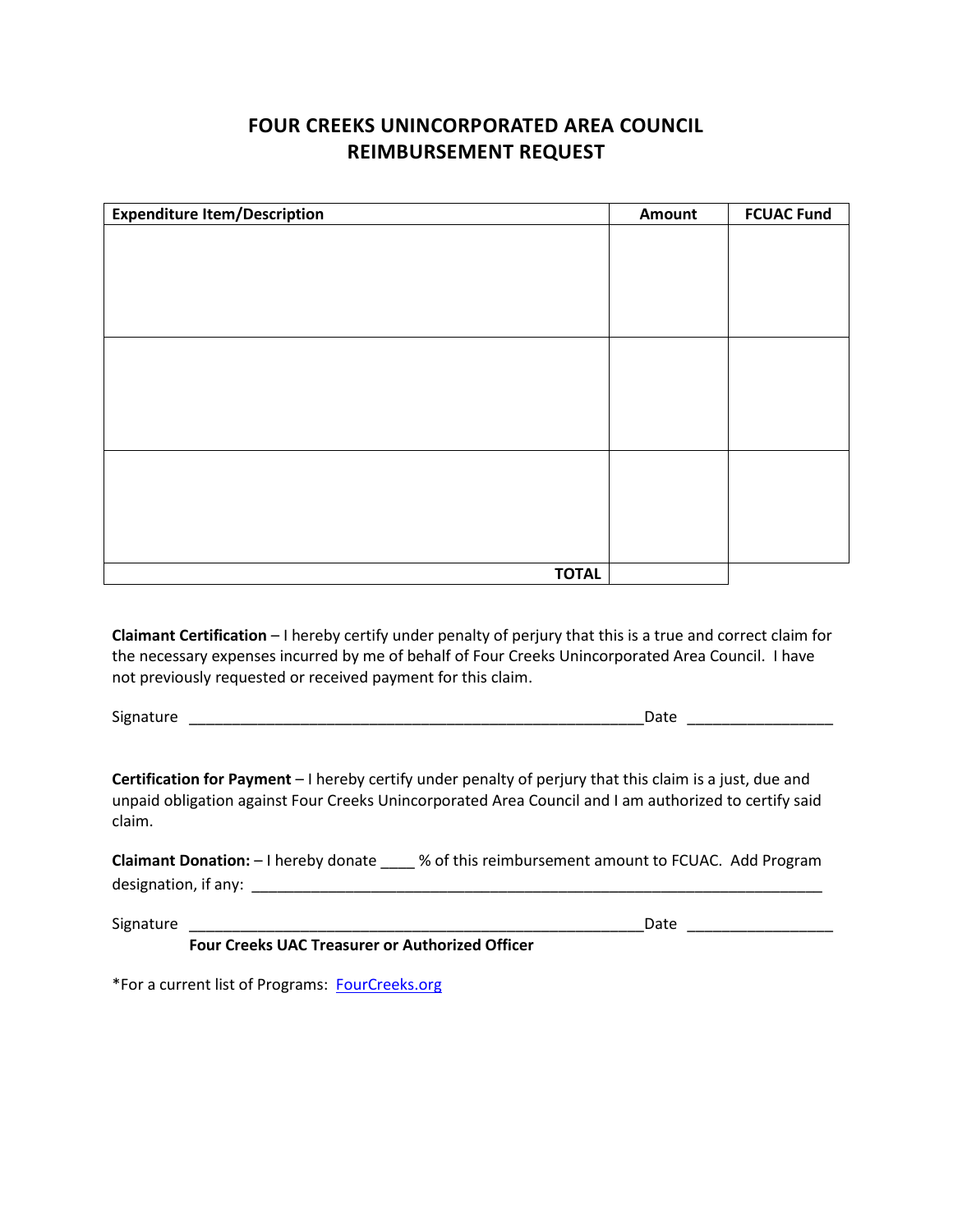# FOUR CREEKS UNINCORPORATED AREA COUNCIL
# REIMBURSEMENT REQUEST

| Expenditure Item/Description | Amount | FCUAC Fund |
|---|---|---|
| | | |
| | | |
| | | |
| **TOTAL** | | |

**Claimant Certification** – I hereby certify under penalty of perjury that this is a true and correct claim for the necessary expenses incurred by me of behalf of Four Creeks Unincorporated Area Council. I have not previously requested or received payment for this claim.

Signature ______________________________________________________Date _________________

**Certification for Payment** – I hereby certify under penalty of perjury that this claim is a just, due and unpaid obligation against Four Creeks Unincorporated Area Council and I am authorized to certify said claim.

**Claimant Donation:** – I hereby donate ____ % of this reimbursement amount to FCUAC. Add Program designation, if any: ____________________________________________________________________

Signature ______________________________________________________Date _________________
**Four Creeks UAC Treasurer or Authorized Officer**

*For a current list of Programs: [FourCreeks.org](FourCreeks.org)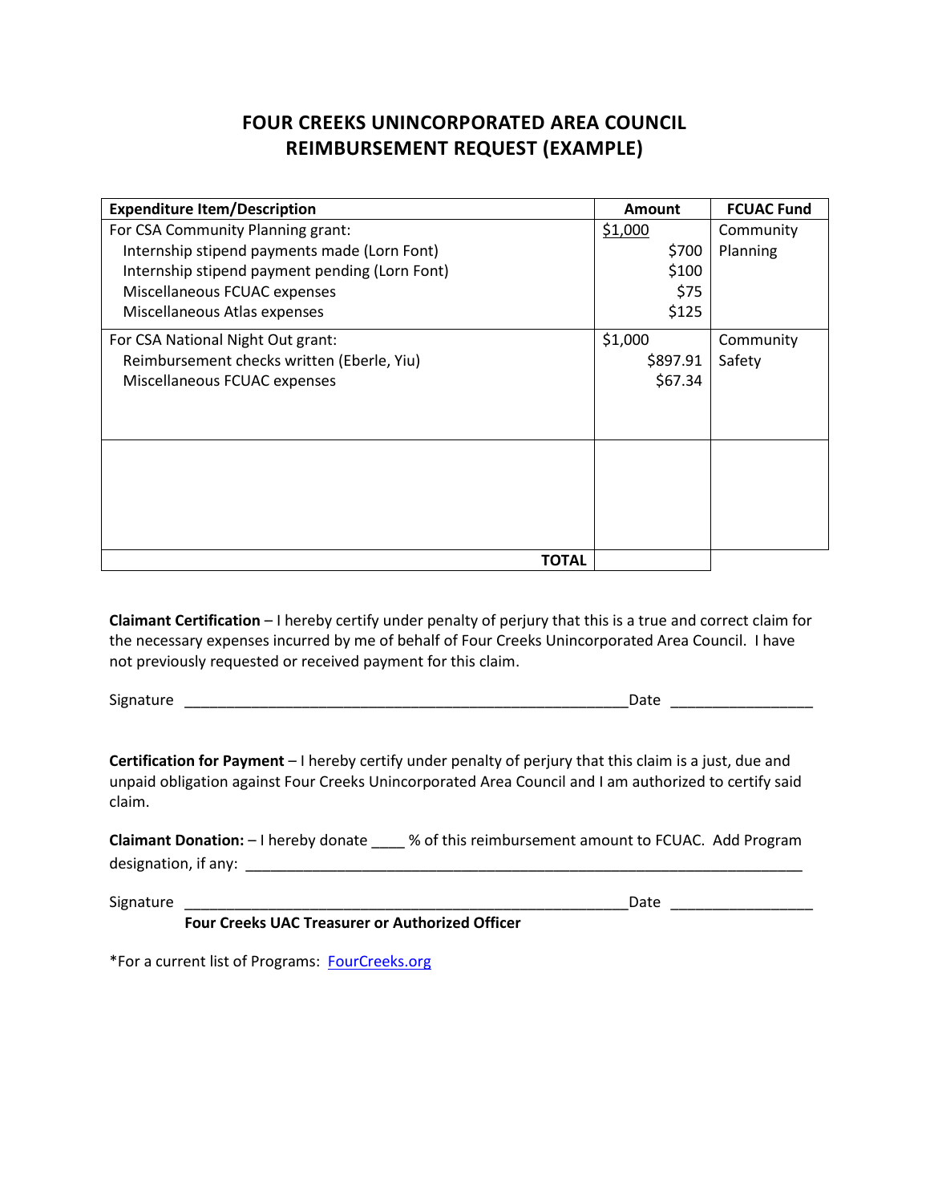# FOUR CREEKS UNINCORPORATED AREA COUNCIL
# REIMBURSEMENT REQUEST (EXAMPLE)

| Expenditure Item/Description | Amount | FCUAC Fund |
|---|---|---|
| For CSA Community Planning grant: | $1,000 | Community Planning |
| Internship stipend payments made (Lorn Font) | $700 | |
| Internship stipend payment pending (Lorn Font) | $100 | |
| Miscellaneous FCUAC expenses | $75 | |
| Miscellaneous Atlas expenses | $125 | |
| For CSA National Night Out grant: | $1,000 | Community Safety |
| Reimbursement checks written (Eberle, Yiu) | $897.91 | |
| Miscellaneous FCUAC expenses | $67.34 | |
| | | |
| **TOTAL** | | |

**Claimant Certification** – I hereby certify under penalty of perjury that this is a true and correct claim for the necessary expenses incurred by me of behalf of Four Creeks Unincorporated Area Council. I have not previously requested or received payment for this claim.

Signature ______________________________________________________Date _________________

**Certification for Payment** – I hereby certify under penalty of perjury that this claim is a just, due and unpaid obligation against Four Creeks Unincorporated Area Council and I am authorized to certify said claim.

**Claimant Donation:** – I hereby donate ____ % of this reimbursement amount to FCUAC. Add Program designation, if any: ____________________________________________________________________

Signature ______________________________________________________Date _________________
**Four Creeks UAC Treasurer or Authorized Officer**

*For a current list of Programs: FourCreeks.org